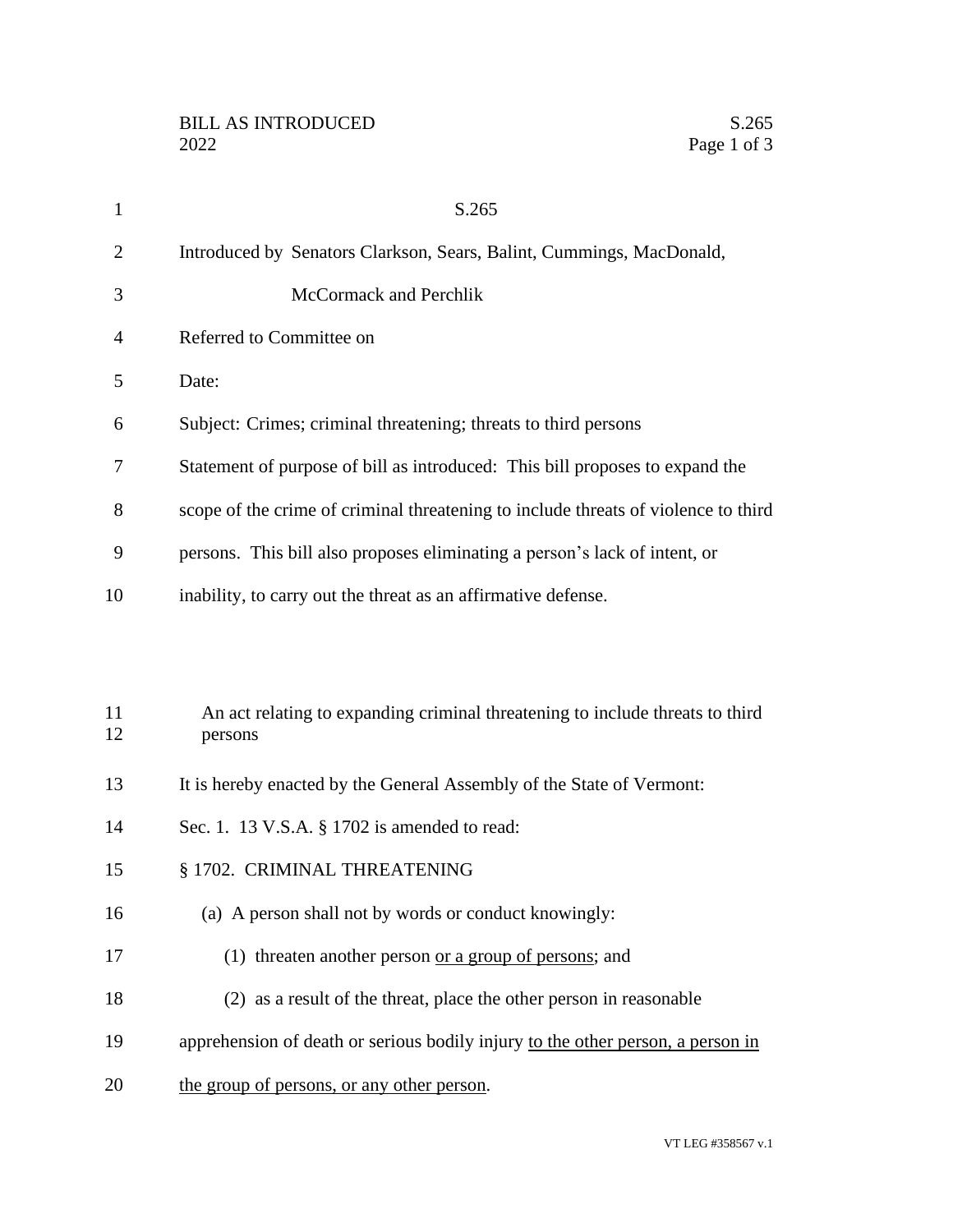S.265

Introduced by Senators Clarkson, Sears, Balint, Cummings, MacDonald, McCormack and Perchlik

Referred to Committee on

Date:

Subject: Crimes; criminal threatening; threats to third persons

Statement of purpose of bill as introduced: This bill proposes to expand the scope of the crime of criminal threatening to include threats of violence to third persons. This bill also proposes eliminating a person's lack of intent, or inability, to carry out the threat as an affirmative defense.

An act relating to expanding criminal threatening to include threats to third persons

It is hereby enacted by the General Assembly of the State of Vermont:

Sec. 1. 13 V.S.A. § 1702 is amended to read:

§ 1702. CRIMINAL THREATENING

(a) A person shall not by words or conduct knowingly:

(1) threaten another person <u>or a group of persons</u>; and

(2) as a result of the threat, place the other person in reasonable apprehension of death or serious bodily injury <u>to the other person, a person in the group of persons, or any other person</u>.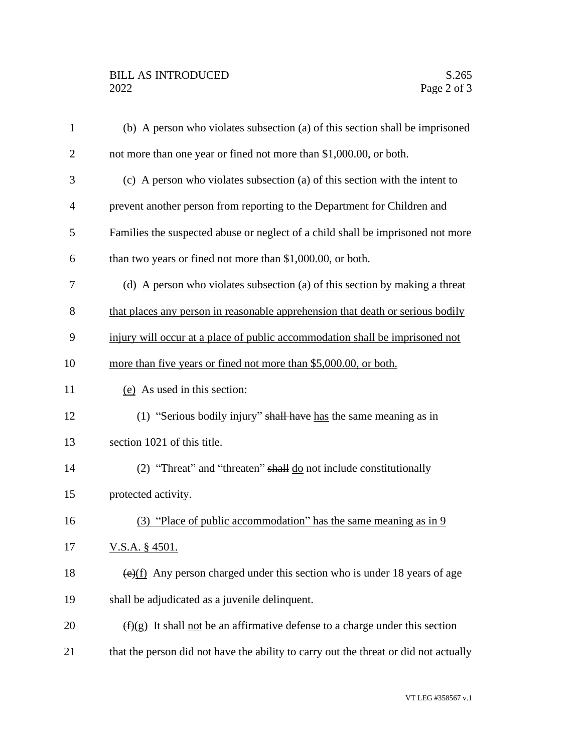(b) A person who violates subsection (a) of this section shall be imprisoned not more than one year or fined not more than $1,000.00, or both.

(c) A person who violates subsection (a) of this section with the intent to prevent another person from reporting to the Department for Children and Families the suspected abuse or neglect of a child shall be imprisoned not more than two years or fined not more than $1,000.00, or both.

(d) <u>A person who violates subsection (a) of this section by making a threat that places any person in reasonable apprehension that death or serious bodily injury will occur at a place of public accommodation shall be imprisoned not more than five years or fined not more than $5,000.00, or both.</u>

<u>(e)</u> As used in this section:

(1) "Serious bodily injury" ~~shall have~~ <u>has</u> the same meaning as in section 1021 of this title.

(2) "Threat" and "threaten" ~~shall~~ <u>do</u> not include constitutionally protected activity.

<u>(3) "Place of public accommodation" has the same meaning as in 9 V.S.A. § 4501.</u>

~~(e)~~<u>(f)</u> Any person charged under this section who is under 18 years of age shall be adjudicated as a juvenile delinquent.

~~(f)~~<u>(g)</u> It shall <u>not</u> be an affirmative defense to a charge under this section that the person did not have the ability to carry out the threat <u>or did not actually</u>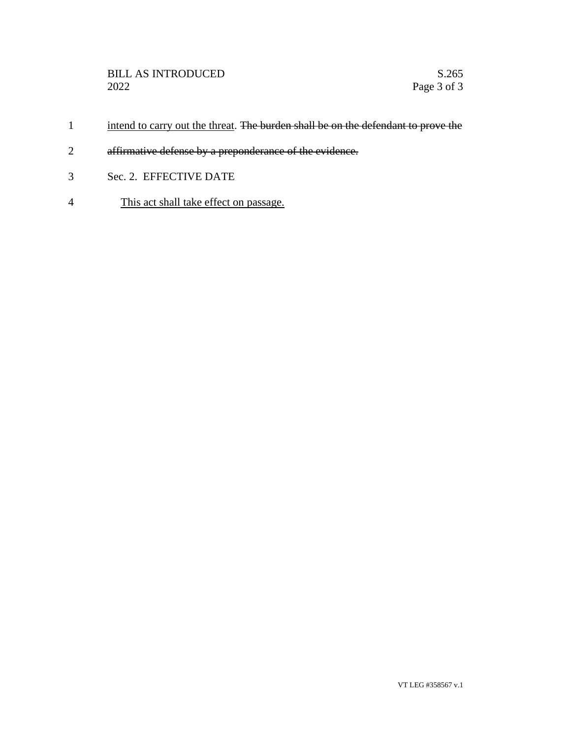<u>intend to carry out the threat</u>. ~~The burden shall be on the defendant to prove the affirmative defense by a preponderance of the evidence.~~

Sec. 2. EFFECTIVE DATE

<u>This act shall take effect on passage.</u>